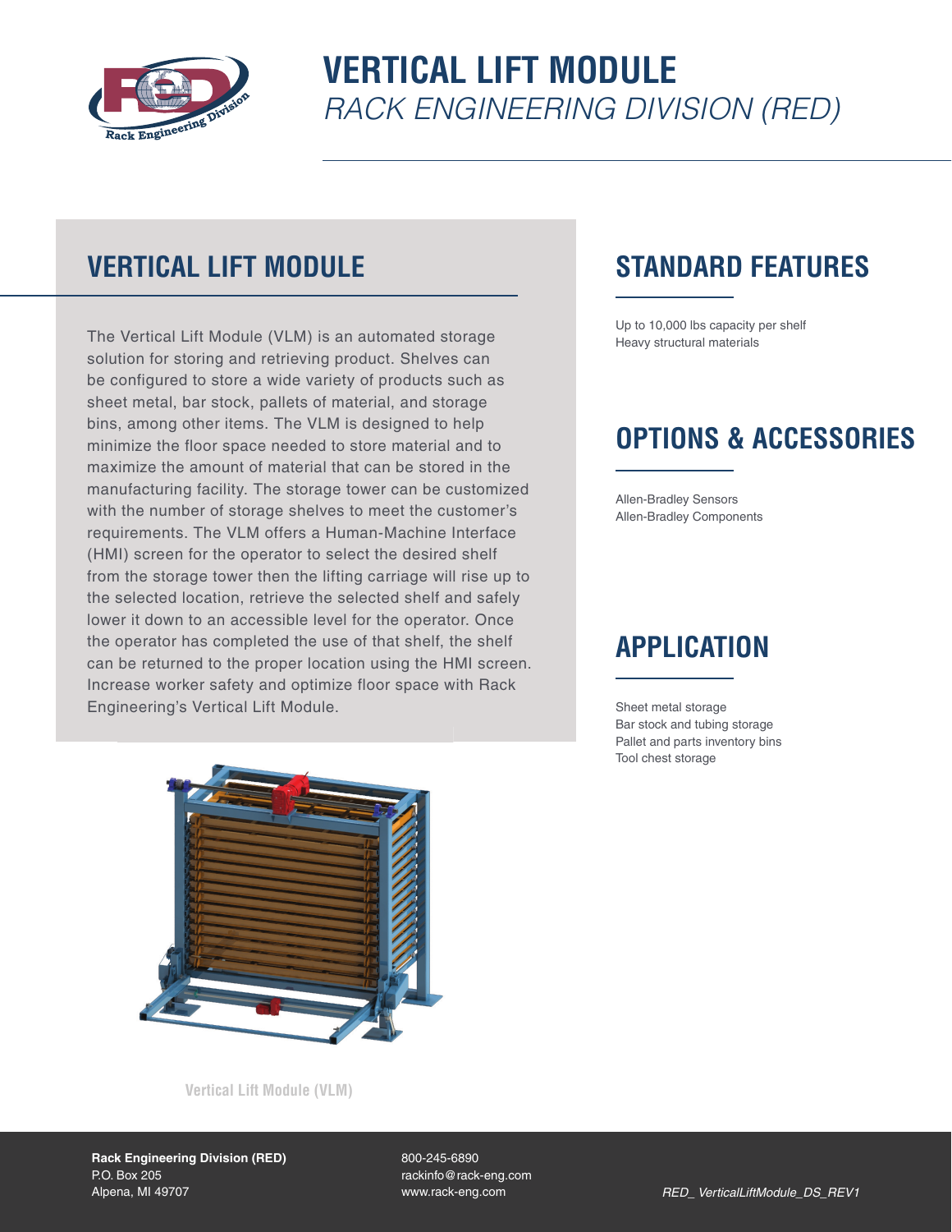# VERTICAL LIFT MODULE

*RACK ENGINEERING DIVISION (RED)*

## VERTICAL LIFT MODULE

The Vertical Lift Module (VLM) is an automated storage solution for storing and retrieving product. Shelves can be configured to store a wide variety of products such as sheet metal, bar stock, pallets of material, and storage bins, among other items. The VLM is designed to help minimize the floor space needed to store material and to maximize the amount of material that can be stored in the manufacturing facility. The storage tower can be customized with the number of storage shelves to meet the customer's requirements. The VLM offers a Human-Machine Interface (HMI) screen for the operator to select the desired shelf from the storage tower then the lifting carriage will rise up to the selected location, retrieve the selected shelf and safely lower it down to an accessible level for the operator. Once the operator has completed the use of that shelf, the shelf can be returned to the proper location using the HMI screen. Increase worker safety and optimize floor space with Rack Engineering's Vertical Lift Module.

Vertical Lift Module (VLM)

## STANDARD FEATURES

Up to 10,000 lbs capacity per shelf
Heavy structural materials

## OPTIONS & ACCESSORIES

Allen-Bradley Sensors
Allen-Bradley Components

## APPLICATION

Sheet metal storage
Bar stock and tubing storage
Pallet and parts inventory bins
Tool chest storage

**Rack Engineering Division (RED)**
P.O. Box 205
Alpena, MI 49707

800-245-6890
rackinfo@rack-eng.com
www.rack-eng.com

*RED_ VerticalLiftModule_DS_REV1*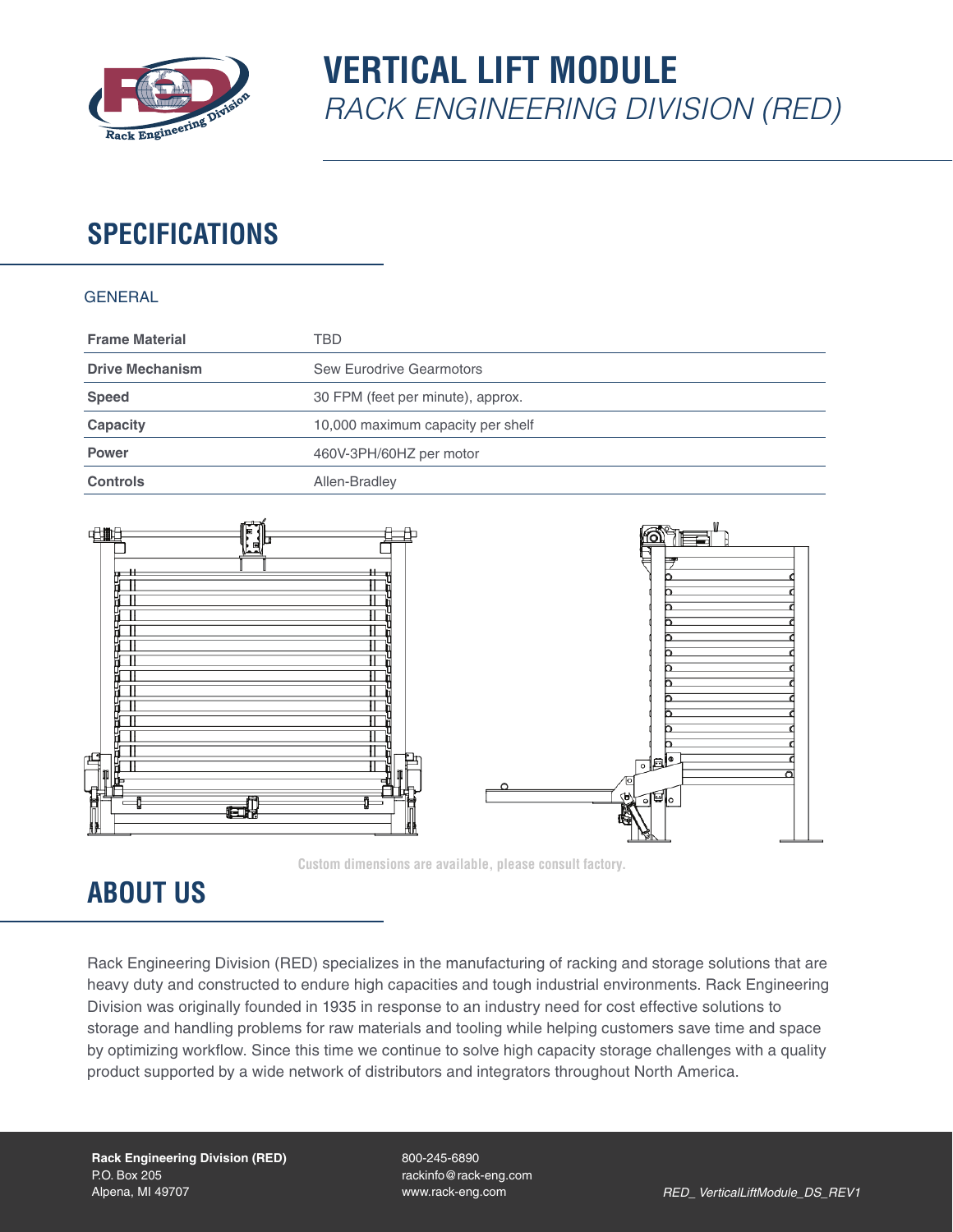# VERTICAL LIFT MODULE

*RACK ENGINEERING DIVISION (RED)*

## SPECIFICATIONS

GENERAL

| | |
|---|---|
| **Frame Material** | TBD |
| **Drive Mechanism** | Sew Eurodrive Gearmotors |
| **Speed** | 30 FPM (feet per minute), approx. |
| **Capacity** | 10,000 maximum capacity per shelf |
| **Power** | 460V-3PH/60HZ per motor |
| **Controls** | Allen-Bradley |

**Custom dimensions are available, please consult factory.**

## ABOUT US

Rack Engineering Division (RED) specializes in the manufacturing of racking and storage solutions that are heavy duty and constructed to endure high capacities and tough industrial environments. Rack Engineering Division was originally founded in 1935 in response to an industry need for cost effective solutions to storage and handling problems for raw materials and tooling while helping customers save time and space by optimizing workflow. Since this time we continue to solve high capacity storage challenges with a quality product supported by a wide network of distributors and integrators throughout North America.

**Rack Engineering Division (RED)**
P.O. Box 205
Alpena, MI 49707

800-245-6890
rackinfo@rack-eng.com
www.rack-eng.com

*RED_ VerticalLiftModule_DS_REV1*